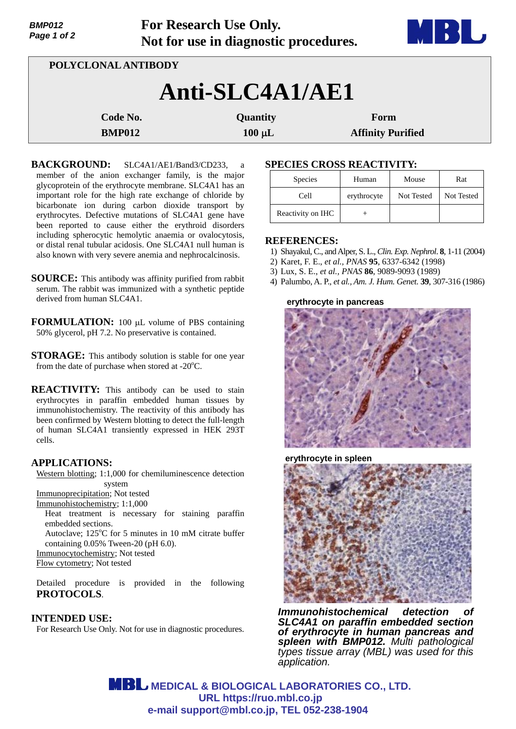**For Research Use Only.**
**Not for use in diagnostic procedures.**

POLYCLONAL ANTIBODY

# Anti-SLC4A1/AE1

| Code No. | Quantity | Form |
|---|---|---|
| BMP012 | 100 µL | Affinity Purified |

**BACKGROUND:** SLC4A1/AE1/Band3/CD233, a member of the anion exchanger family, is the major glycoprotein of the erythrocyte membrane. SLC4A1 has an important role for the high rate exchange of chloride by bicarbonate ion during carbon dioxide transport by erythrocytes. Defective mutations of SLC4A1 gene have been reported to cause either the erythroid disorders including spherocytic hemolytic anaemia or ovalocytosis, or distal renal tubular acidosis. One SLC4A1 null human is also known with very severe anemia and nephrocalcinosis.

**SOURCE:** This antibody was affinity purified from rabbit serum. The rabbit was immunized with a synthetic peptide derived from human SLC4A1.

**FORMULATION:** 100 µL volume of PBS containing 50% glycerol, pH 7.2. No preservative is contained.

**STORAGE:** This antibody solution is stable for one year from the date of purchase when stored at -20°C.

**REACTIVITY:** This antibody can be used to stain erythrocytes in paraffin embedded human tissues by immunohistochemistry. The reactivity of this antibody has been confirmed by Western blotting to detect the full-length of human SLC4A1 transiently expressed in HEK 293T cells.

**APPLICATIONS:**

Western blotting; 1:1,000 for chemiluminescence detection system
Immunoprecipitation; Not tested
Immunohistochemistry; 1:1,000
Heat treatment is necessary for staining paraffin embedded sections.
Autoclave; 125°C for 5 minutes in 10 mM citrate buffer containing 0.05% Tween-20 (pH 6.0).
Immunocytochemistry; Not tested
Flow cytometry; Not tested

Detailed procedure is provided in the following **PROTOCOLS**.

**INTENDED USE:**

For Research Use Only. Not for use in diagnostic procedures.

**SPECIES CROSS REACTIVITY:**

| Species | Human | Mouse | Rat |
|---|---|---|---|
| Cell | erythrocyte | Not Tested | Not Tested |
| Reactivity on IHC | + | | |

**REFERENCES:**

1) Shayakul, C., and Alper, S. L., *Clin. Exp. Nephrol.* **8**, 1-11 (2004)
2) Karet, F. E., *et al., PNAS* **95**, 6337-6342 (1998)
3) Lux, S. E., *et al., PNAS* **86**, 9089-9093 (1989)
4) Palumbo, A. P., *et al., Am. J. Hum. Genet.* **39**, 307-316 (1986)

erythrocyte in pancreas

erythrocyte in spleen

***Immunohistochemical detection of SLC4A1 on paraffin embedded section of erythrocyte in human pancreas and spleen with BMP012.*** *Multi pathological types tissue array (MBL) was used for this application.*

**MEDICAL & BIOLOGICAL LABORATORIES CO., LTD.**
**URL https://ruo.mbl.co.jp**
**e-mail support@mbl.co.jp, TEL 052-238-1904**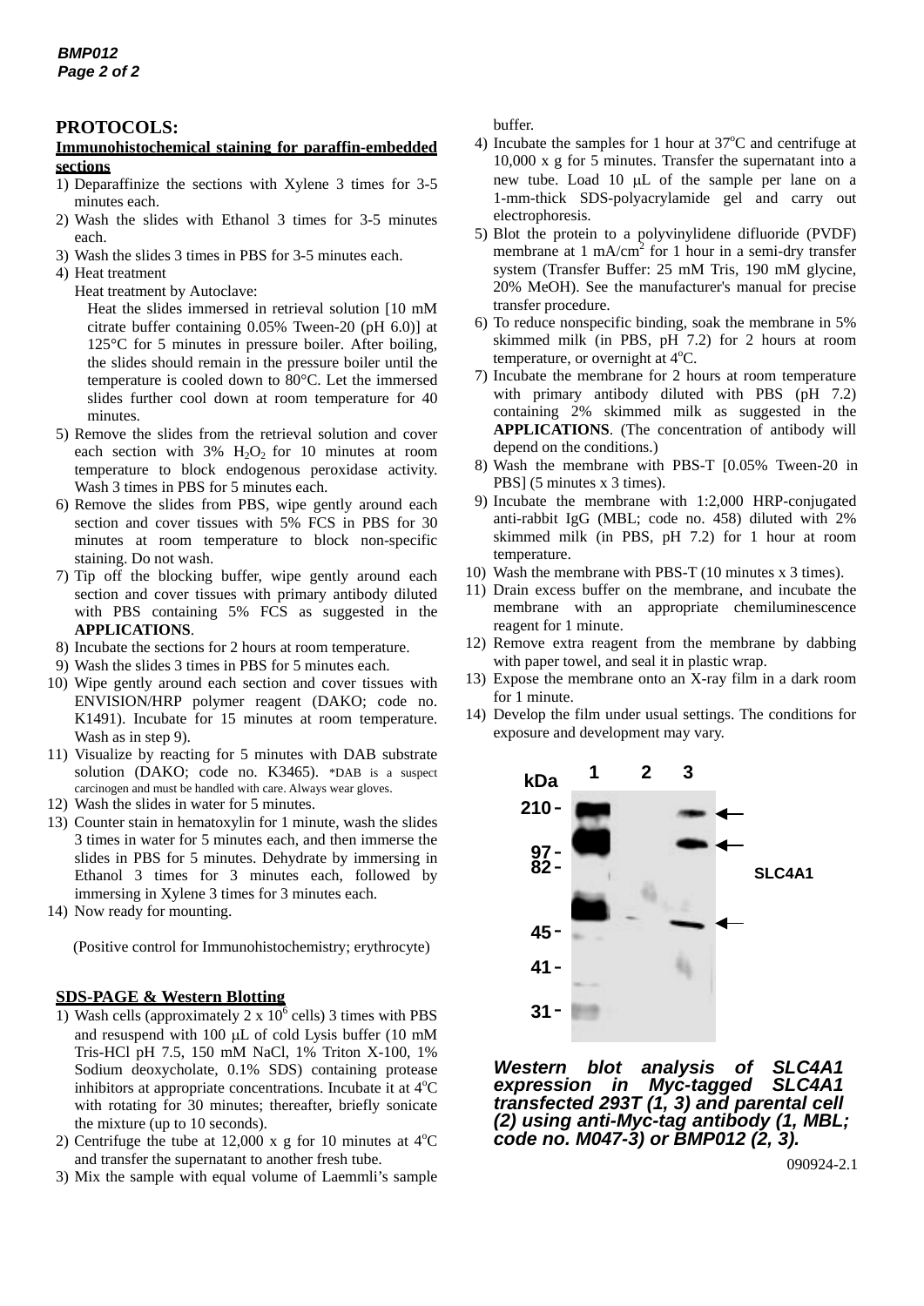## PROTOCOLS:

### Immunohistochemical staining for paraffin-embedded sections

1) Deparaffinize the sections with Xylene 3 times for 3-5 minutes each.
2) Wash the slides with Ethanol 3 times for 3-5 minutes each.
3) Wash the slides 3 times in PBS for 3-5 minutes each.
4) Heat treatment

   Heat treatment by Autoclave:

   Heat the slides immersed in retrieval solution [10 mM citrate buffer containing 0.05% Tween-20 (pH 6.0)] at 125°C for 5 minutes in pressure boiler. After boiling, the slides should remain in the pressure boiler until the temperature is cooled down to 80°C. Let the immersed slides further cool down at room temperature for 40 minutes.
5) Remove the slides from the retrieval solution and cover each section with 3% $H_2O_2$ for 10 minutes at room temperature to block endogenous peroxidase activity. Wash 3 times in PBS for 5 minutes each.
6) Remove the slides from PBS, wipe gently around each section and cover tissues with 5% FCS in PBS for 30 minutes at room temperature to block non-specific staining. Do not wash.
7) Tip off the blocking buffer, wipe gently around each section and cover tissues with primary antibody diluted with PBS containing 5% FCS as suggested in the **APPLICATIONS**.
8) Incubate the sections for 2 hours at room temperature.
9) Wash the slides 3 times in PBS for 5 minutes each.
10) Wipe gently around each section and cover tissues with ENVISION/HRP polymer reagent (DAKO; code no. K1491). Incubate for 15 minutes at room temperature. Wash as in step 9).
11) Visualize by reacting for 5 minutes with DAB substrate solution (DAKO; code no. K3465). *DAB is a suspect carcinogen and must be handled with care. Always wear gloves.
12) Wash the slides in water for 5 minutes.
13) Counter stain in hematoxylin for 1 minute, wash the slides 3 times in water for 5 minutes each, and then immerse the slides in PBS for 5 minutes. Dehydrate by immersing in Ethanol 3 times for 3 minutes each, followed by immersing in Xylene 3 times for 3 minutes each.
14) Now ready for mounting.

(Positive control for Immunohistochemistry; erythrocyte)

### SDS-PAGE & Western Blotting

1) Wash cells (approximately 2 x $10^6$ cells) 3 times with PBS and resuspend with 100 μL of cold Lysis buffer (10 mM Tris-HCl pH 7.5, 150 mM NaCl, 1% Triton X-100, 1% Sodium deoxycholate, 0.1% SDS) containing protease inhibitors at appropriate concentrations. Incubate it at 4°C with rotating for 30 minutes; thereafter, briefly sonicate the mixture (up to 10 seconds).
2) Centrifuge the tube at 12,000 x g for 10 minutes at 4°C and transfer the supernatant to another fresh tube.
3) Mix the sample with equal volume of Laemmli's sample buffer.
4) Incubate the samples for 1 hour at 37°C and centrifuge at 10,000 x g for 5 minutes. Transfer the supernatant into a new tube. Load 10 μL of the sample per lane on a 1-mm-thick SDS-polyacrylamide gel and carry out electrophoresis.
5) Blot the protein to a polyvinylidene difluoride (PVDF) membrane at 1 mA/$cm^2$ for 1 hour in a semi-dry transfer system (Transfer Buffer: 25 mM Tris, 190 mM glycine, 20% MeOH). See the manufacturer's manual for precise transfer procedure.
6) To reduce nonspecific binding, soak the membrane in 5% skimmed milk (in PBS, pH 7.2) for 2 hours at room temperature, or overnight at 4°C.
7) Incubate the membrane for 2 hours at room temperature with primary antibody diluted with PBS (pH 7.2) containing 2% skimmed milk as suggested in the **APPLICATIONS**. (The concentration of antibody will depend on the conditions.)
8) Wash the membrane with PBS-T [0.05% Tween-20 in PBS] (5 minutes x 3 times).
9) Incubate the membrane with 1:2,000 HRP-conjugated anti-rabbit IgG (MBL; code no. 458) diluted with 2% skimmed milk (in PBS, pH 7.2) for 1 hour at room temperature.
10) Wash the membrane with PBS-T (10 minutes x 3 times).
11) Drain excess buffer on the membrane, and incubate the membrane with an appropriate chemiluminescence reagent for 1 minute.
12) Remove extra reagent from the membrane by dabbing with paper towel, and seal it in plastic wrap.
13) Expose the membrane onto an X-ray film in a dark room for 1 minute.
14) Develop the film under usual settings. The conditions for exposure and development may vary.

kDa
1 2 3
210
97
82
45
41
31
SLC4A1

***Western blot analysis of SLC4A1 expression in Myc-tagged SLC4A1 transfected 293T (1, 3) and parental cell (2) using anti-Myc-tag antibody (1, MBL; code no. M047-3) or BMP012 (2, 3).***

090924-2.1